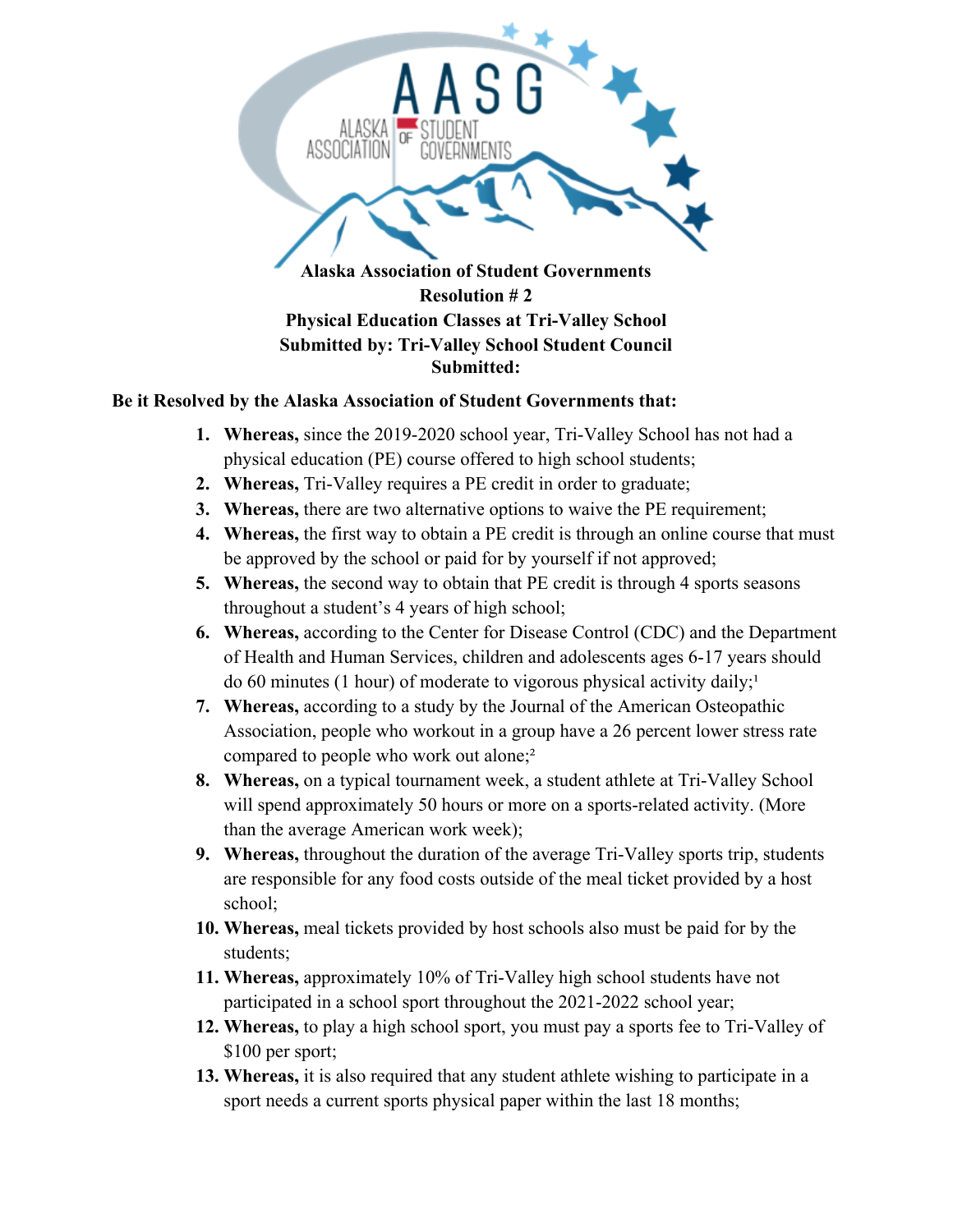**Alaska Association of Student Governments**
**Resolution # 2**
**Physical Education Classes at Tri-Valley School**
**Submitted by: Tri-Valley School Student Council**
**Submitted:**

**Be it Resolved by the Alaska Association of Student Governments that:**

1. **Whereas,** since the 2019-2020 school year, Tri-Valley School has not had a physical education (PE) course offered to high school students;
2. **Whereas,** Tri-Valley requires a PE credit in order to graduate;
3. **Whereas,** there are two alternative options to waive the PE requirement;
4. **Whereas,** the first way to obtain a PE credit is through an online course that must be approved by the school or paid for by yourself if not approved;
5. **Whereas,** the second way to obtain that PE credit is through 4 sports seasons throughout a student's 4 years of high school;
6. **Whereas,** according to the Center for Disease Control (CDC) and the Department of Health and Human Services, children and adolescents ages 6-17 years should do 60 minutes (1 hour) of moderate to vigorous physical activity daily;[1]
7. **Whereas,** according to a study by the Journal of the American Osteopathic Association, people who workout in a group have a 26 percent lower stress rate compared to people who work out alone;[2]
8. **Whereas,** on a typical tournament week, a student athlete at Tri-Valley School will spend approximately 50 hours or more on a sports-related activity. (More than the average American work week);
9. **Whereas,** throughout the duration of the average Tri-Valley sports trip, students are responsible for any food costs outside of the meal ticket provided by a host school;
10. **Whereas,** meal tickets provided by host schools also must be paid for by the students;
11. **Whereas,** approximately 10% of Tri-Valley high school students have not participated in a school sport throughout the 2021-2022 school year;
12. **Whereas,** to play a high school sport, you must pay a sports fee to Tri-Valley of $100 per sport;
13. **Whereas,** it is also required that any student athlete wishing to participate in a sport needs a current sports physical paper within the last 18 months;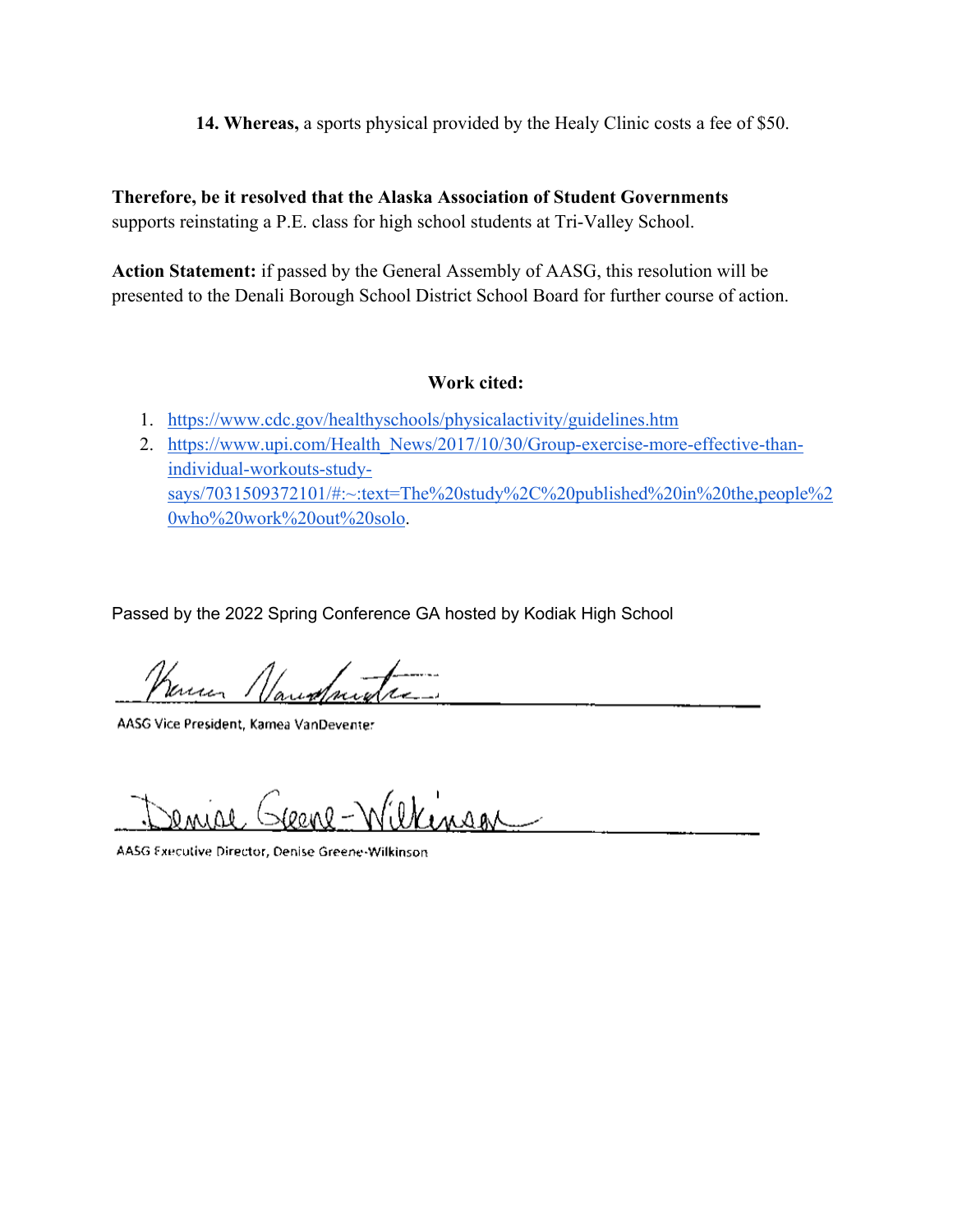**14. Whereas,** a sports physical provided by the Healy Clinic costs a fee of $50.

**Therefore, be it resolved that the Alaska Association of Student Governments** supports reinstating a P.E. class for high school students at Tri-Valley School.

**Action Statement:** if passed by the General Assembly of AASG, this resolution will be presented to the Denali Borough School District School Board for further course of action.

**Work cited:**

1. https://www.cdc.gov/healthyschools/physicalactivity/guidelines.htm
2. https://www.upi.com/Health_News/2017/10/30/Group-exercise-more-effective-than-individual-workouts-study-says/7031509372101/#:~:text=The%20study%2C%20published%20in%20the,people%20who%20work%20out%20solo.

Passed by the 2022 Spring Conference GA hosted by Kodiak High School

AASG Vice President, Kamea VanDeventer

AASG Executive Director, Denise Greene-Wilkinson